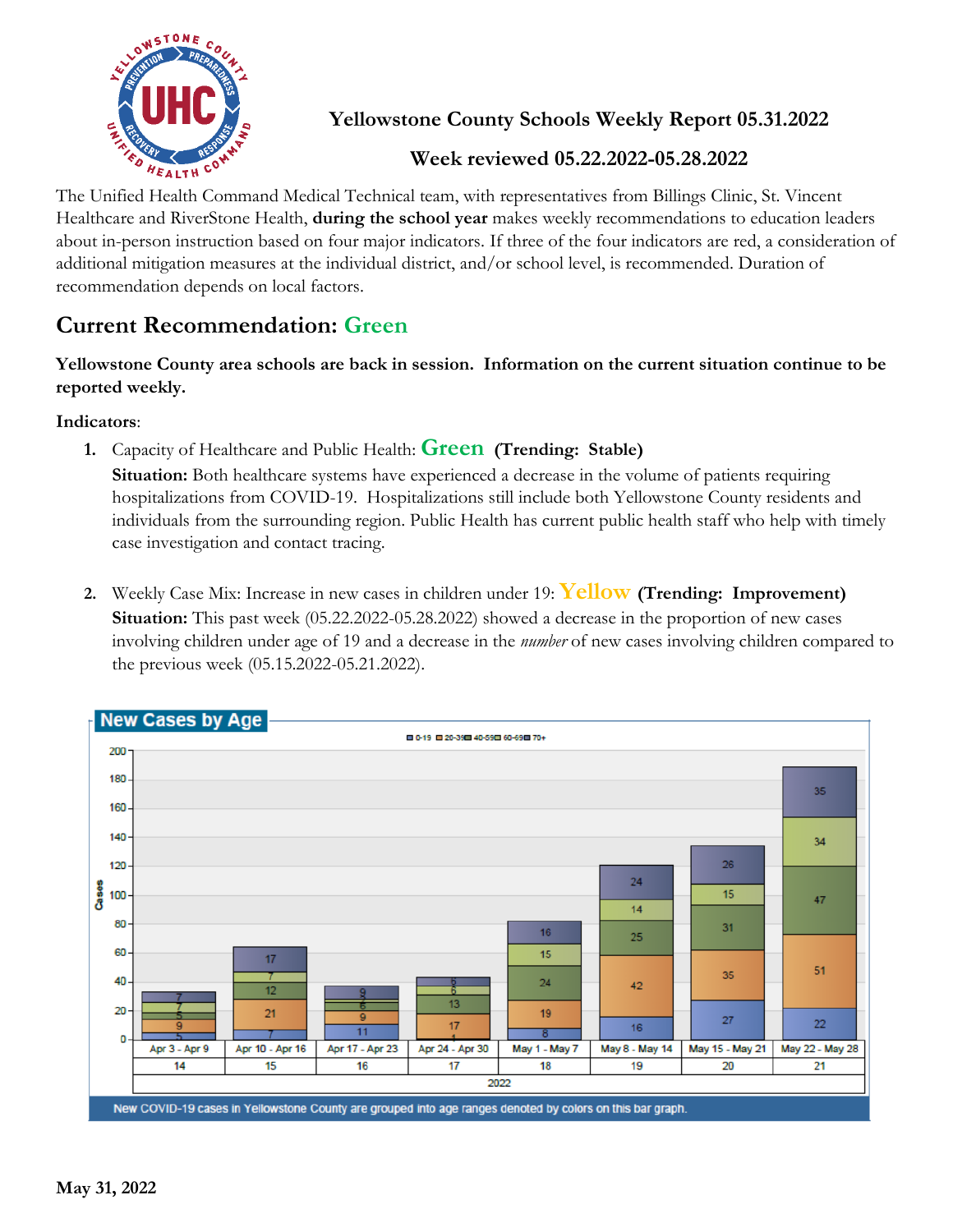# Yellowstone County Schools Weekly Report 05.31.2022

## Week reviewed 05.22.2022-05.28.2022

The Unified Health Command Medical Technical team, with representatives from Billings Clinic, St. Vincent Healthcare and RiverStone Health, **during the school year** makes weekly recommendations to education leaders about in-person instruction based on four major indicators. If three of the four indicators are red, a consideration of additional mitigation measures at the individual district, and/or school level, is recommended. Duration of recommendation depends on local factors.

## Current Recommendation: Green

**Yellowstone County area schools are back in session. Information on the current situation continue to be reported weekly.**

**Indicators**:

1. Capacity of Healthcare and Public Health: **Green** **(Trending: Stable)**
   **Situation:** Both healthcare systems have experienced a decrease in the volume of patients requiring hospitalizations from COVID-19. Hospitalizations still include both Yellowstone County residents and individuals from the surrounding region. Public Health has current public health staff who help with timely case investigation and contact tracing.

2. Weekly Case Mix: Increase in new cases in children under 19: **Yellow** **(Trending: Improvement)**
   **Situation:** This past week (05.22.2022-05.28.2022) showed a decrease in the proportion of new cases involving children under age of 19 and a decrease in the *number* of new cases involving children compared to the previous week (05.15.2022-05.21.2022).

**New Cases by Age**

| Week (2022) | Week # | 0-19 | 20-39 | 40-59 | 60-69 | 70+ |
|---|---|---|---|---|---|---|
| Apr 3 - Apr 9 | 14 | 5 | 9 | 5 | 7 | 7 |
| Apr 10 - Apr 16 | 15 | 7 | 21 | 12 | 7 | 17 |
| Apr 17 - Apr 23 | 16 | 11 | 9 | 6 | 3 | 9 |
| Apr 24 - Apr 30 | 17 | 1 | 17 | 13 | 6 | 6 |
| May 1 - May 7 | 18 | 8 | 19 | 24 | 15 | 16 |
| May 8 - May 14 | 19 | 16 | 42 | 25 | 14 | 24 |
| May 15 - May 21 | 20 | 27 | 35 | 31 | 15 | 26 |
| May 22 - May 28 | 21 | 22 | 51 | 47 | 34 | 35 |

New COVID-19 cases in Yellowstone County are grouped into age ranges denoted by colors on this bar graph.

May 31, 2022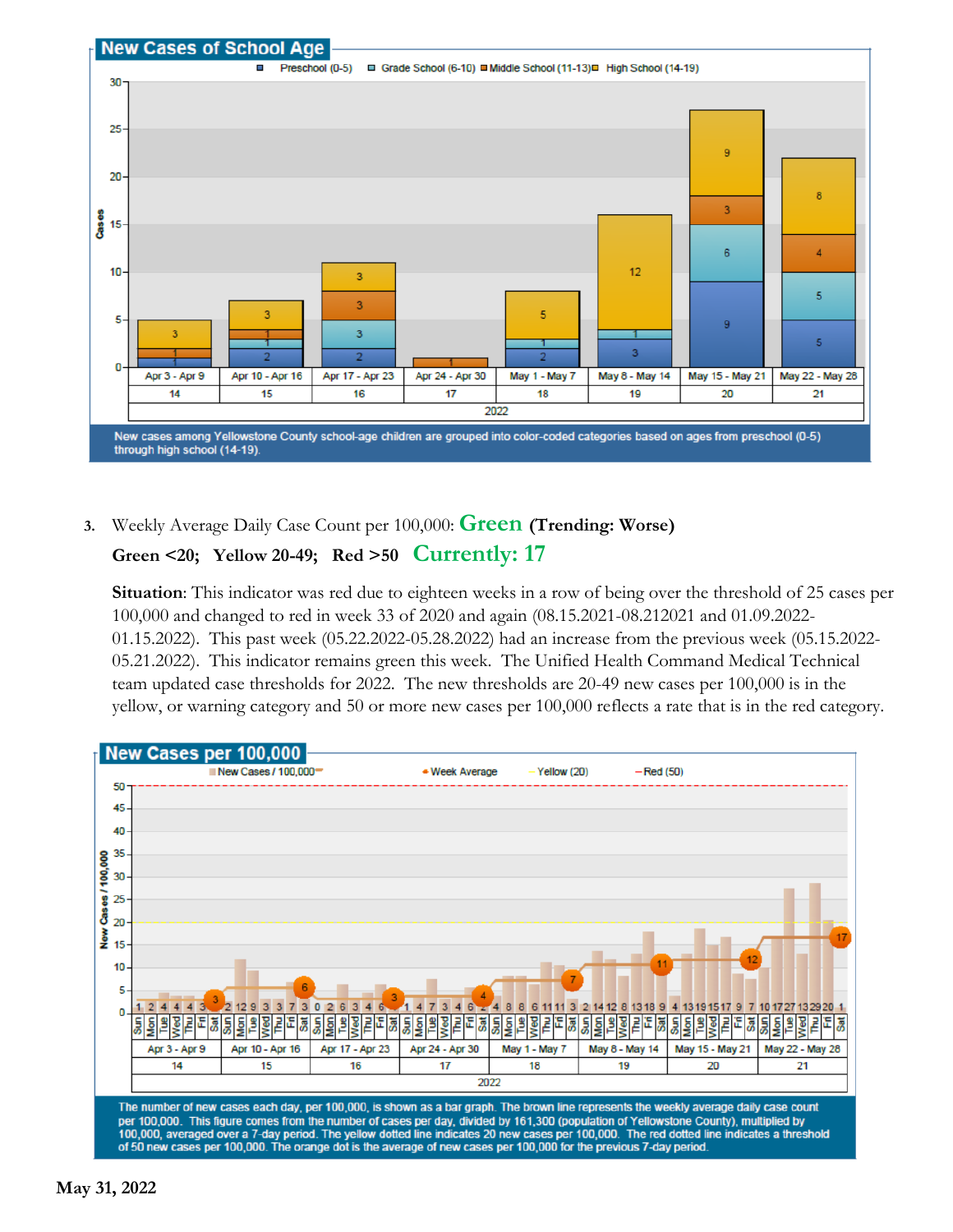## New Cases of School Age

Legend: Preschool (0-5), Grade School (6-10), Middle School (11-13), High School (14-19)

| Week | Dates | Preschool (0-5) | Grade School (6-10) | Middle School (11-13) | High School (14-19) |
|---|---|---|---|---|---|
| 14 | Apr 3 - Apr 9 | 1 | | 1 | 3 |
| 15 | Apr 10 - Apr 16 | 2 | 1 | 1 | 3 |
| 16 | Apr 17 - Apr 23 | 2 | 3 | 3 | 3 |
| 17 | Apr 24 - Apr 30 | | | 1 | |
| 18 | May 1 - May 7 | 2 | 1 | | 5 |
| 19 | May 8 - May 14 | 3 | 1 | | 12 |
| 20 | May 15 - May 21 | 9 | 6 | 3 | 9 |
| 21 | May 22 - May 28 | 5 | 5 | 4 | 8 |

2022

New cases among Yellowstone County school-age children are grouped into color-coded categories based on ages from preschool (0-5) through high school (14-19).

3. Weekly Average Daily Case Count per 100,000: **Green (Trending: Worse)**

**Green <20; Yellow 20-49; Red >50 Currently: 17**

**Situation**: This indicator was red due to eighteen weeks in a row of being over the threshold of 25 cases per 100,000 and changed to red in week 33 of 2020 and again (08.15.2021-08.212021 and 01.09.2022-01.15.2022). This past week (05.22.2022-05.28.2022) had an increase from the previous week (05.15.2022-05.21.2022). This indicator remains green this week. The Unified Health Command Medical Technical team updated case thresholds for 2022. The new thresholds are 20-49 new cases per 100,000 is in the yellow, or warning category and 50 or more new cases per 100,000 reflects a rate that is in the red category.

## New Cases per 100,000

Legend: New Cases / 100,000; Week Average; Yellow (20); Red (50)

| Week | Dates | Sun | Mon | Tue | Wed | Thu | Fri | Sat | Week Average |
|---|---|---|---|---|---|---|---|---|---|
| 14 | Apr 3 - Apr 9 | 1 | 2 | 4 | 4 | 4 | 3 | 2 | 3 |
| 15 | Apr 10 - Apr 16 | 12 | 9 | 3 | 3 | 7 | 3 | 0 | 6 |
| 16 | Apr 17 - Apr 23 | 2 | 6 | 3 | 4 | 6 | 1 | 1 | 3 |
| 17 | Apr 24 - Apr 30 | 4 | 7 | 3 | 4 | 6 | 2 | 4 | 4 |
| 18 | May 1 - May 7 | 8 | 8 | 6 | 11 | 11 | 3 | 2 | 7 |
| 19 | May 8 - May 14 | 14 | 12 | 8 | 13 | 18 | 9 | 4 | 11 |
| 20 | May 15 - May 21 | 13 | 19 | 15 | 17 | 9 | 7 | 10 | 12 |
| 21 | May 22 - May 28 | 17 | 27 | 13 | 29 | 20 | 1 | | 17 |

2022

The number of new cases each day, per 100,000, is shown as a bar graph. The brown line represents the weekly average daily case count per 100,000. This figure comes from the number of cases per day, divided by 161,300 (population of Yellowstone County), multiplied by 100,000, averaged over a 7-day period. The yellow dotted line indicates 20 new cases per 100,000. The red dotted line indicates a threshold of 50 new cases per 100,000. The orange dot is the average of new cases per 100,000 for the previous 7-day period.

May 31, 2022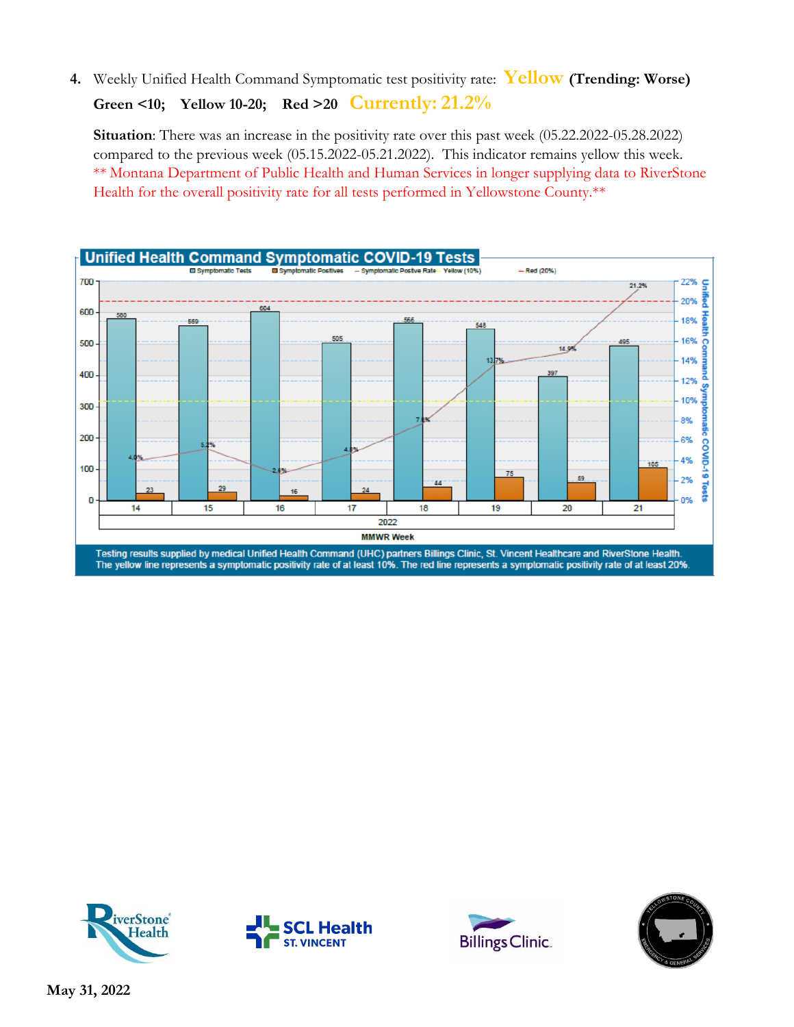4. Weekly Unified Health Command Symptomatic test positivity rate: **Yellow** **(Trending: Worse)**

**Green <10; Yellow 10-20; Red >20** **Currently: 21.2%**

**Situation**: There was an increase in the positivity rate over this past week (05.22.2022-05.28.2022) compared to the previous week (05.15.2022-05.21.2022). This indicator remains yellow this week.

** Montana Department of Public Health and Human Services in longer supplying data to RiverStone Health for the overall positivity rate for all tests performed in Yellowstone County.**

**Unified Health Command Symptomatic COVID-19 Tests**

Symptomatic Tests — Symptomatic Positives — Symptomatic Postive Rate — Yellow (10%) — Red (20%)

700
600
500
400
300
200
100
0

22%
20%
18%
16%
14%
12%
10%
8%
6%
4%
2%
0%

Unified Health Command Symptomatic COVID-19 Tests

14: 580, 23, 4.0%
15: 559, 29, 5.2%
16: 604, 16, 2.6%
17: 505, 24, 4.8%
18: 566, 44, 7.8%
19: 548, 75, 13.7%
20: 397, 59, 14.9%
21: 495, 105, 21.2%

2022

MMWR Week

Testing results supplied by medical Unified Health Command (UHC) partners Billings Clinic, St. Vincent Healthcare and RiverStone Health.
The yellow line represents a symptomatic positivity rate of at least 10%. The red line represents a symptomatic positivity rate of at least 20%.

May 31, 2022